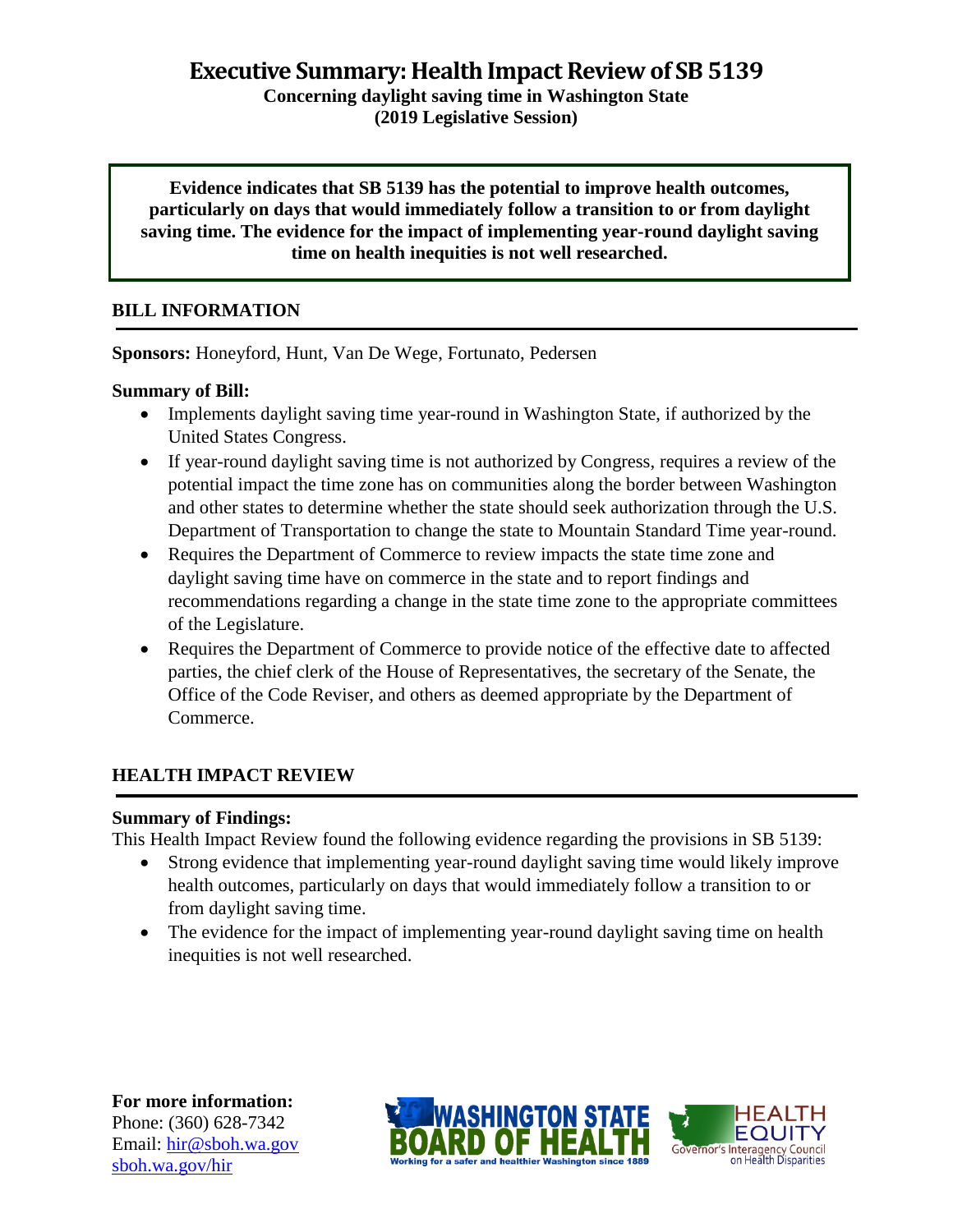# Executive Summary: Health Impact Review of SB 5139

**Concerning daylight saving time in Washington State**
**(2019 Legislative Session)**

**Evidence indicates that SB 5139 has the potential to improve health outcomes, particularly on days that would immediately follow a transition to or from daylight saving time. The evidence for the impact of implementing year-round daylight saving time on health inequities is not well researched.**

## BILL INFORMATION

**Sponsors:** Honeyford, Hunt, Van De Wege, Fortunato, Pedersen

**Summary of Bill:**

- Implements daylight saving time year-round in Washington State, if authorized by the United States Congress.
- If year-round daylight saving time is not authorized by Congress, requires a review of the potential impact the time zone has on communities along the border between Washington and other states to determine whether the state should seek authorization through the U.S. Department of Transportation to change the state to Mountain Standard Time year-round.
- Requires the Department of Commerce to review impacts the state time zone and daylight saving time have on commerce in the state and to report findings and recommendations regarding a change in the state time zone to the appropriate committees of the Legislature.
- Requires the Department of Commerce to provide notice of the effective date to affected parties, the chief clerk of the House of Representatives, the secretary of the Senate, the Office of the Code Reviser, and others as deemed appropriate by the Department of Commerce.

## HEALTH IMPACT REVIEW

**Summary of Findings:**

This Health Impact Review found the following evidence regarding the provisions in SB 5139:

- Strong evidence that implementing year-round daylight saving time would likely improve health outcomes, particularly on days that would immediately follow a transition to or from daylight saving time.
- The evidence for the impact of implementing year-round daylight saving time on health inequities is not well researched.

**For more information:**
Phone: (360) 628-7342
Email: hir@sboh.wa.gov
sboh.wa.gov/hir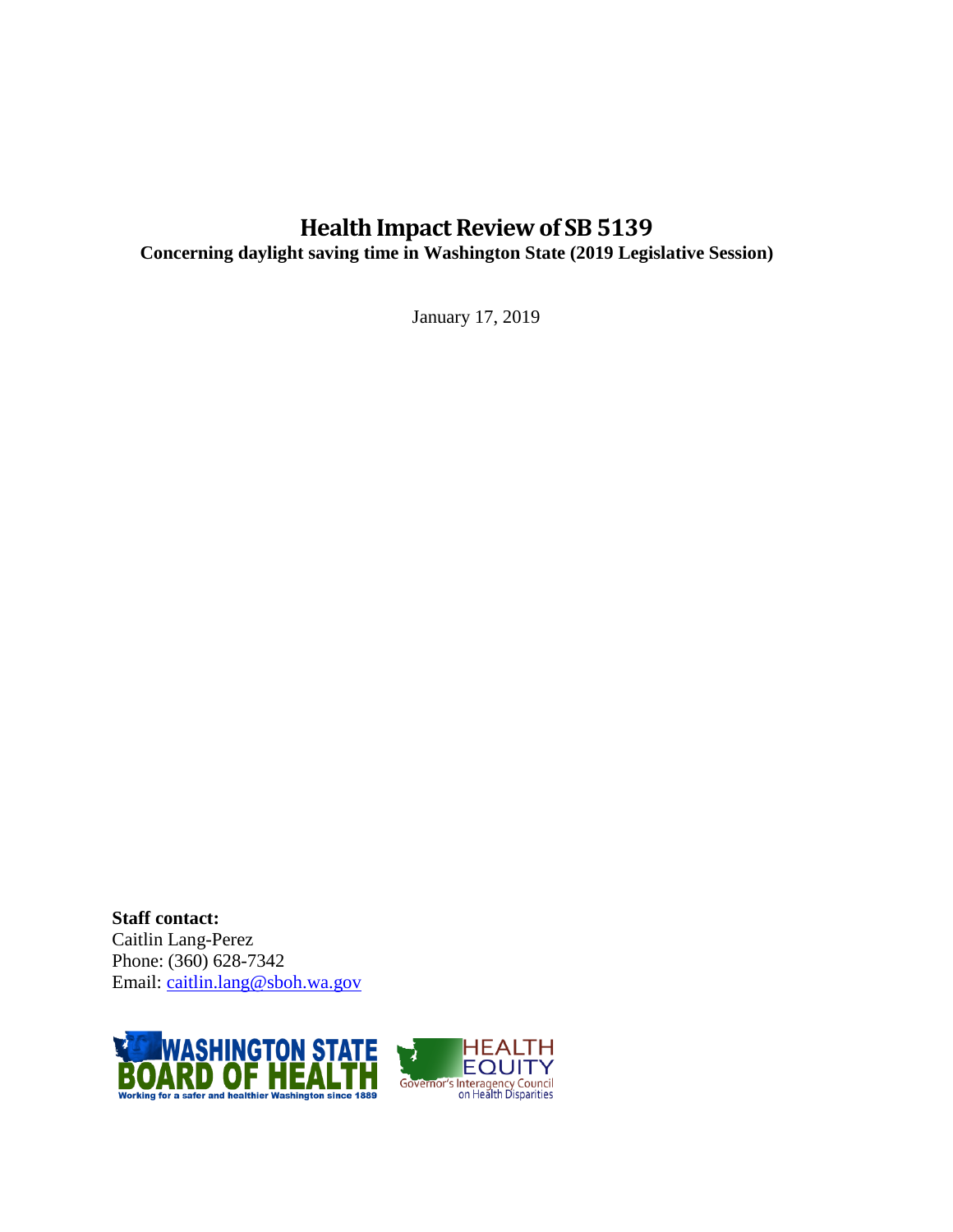# Health Impact Review of SB 5139

**Concerning daylight saving time in Washington State (2019 Legislative Session)**

January 17, 2019

**Staff contact:**
Caitlin Lang-Perez
Phone: (360) 628-7342
Email: [caitlin.lang@sboh.wa.gov](mailto:caitlin.lang@sboh.wa.gov)

WASHINGTON STATE BOARD OF HEALTH
Working for a safer and healthier Washington since 1889

HEALTH EQUITY
Governor's Interagency Council on Health Disparities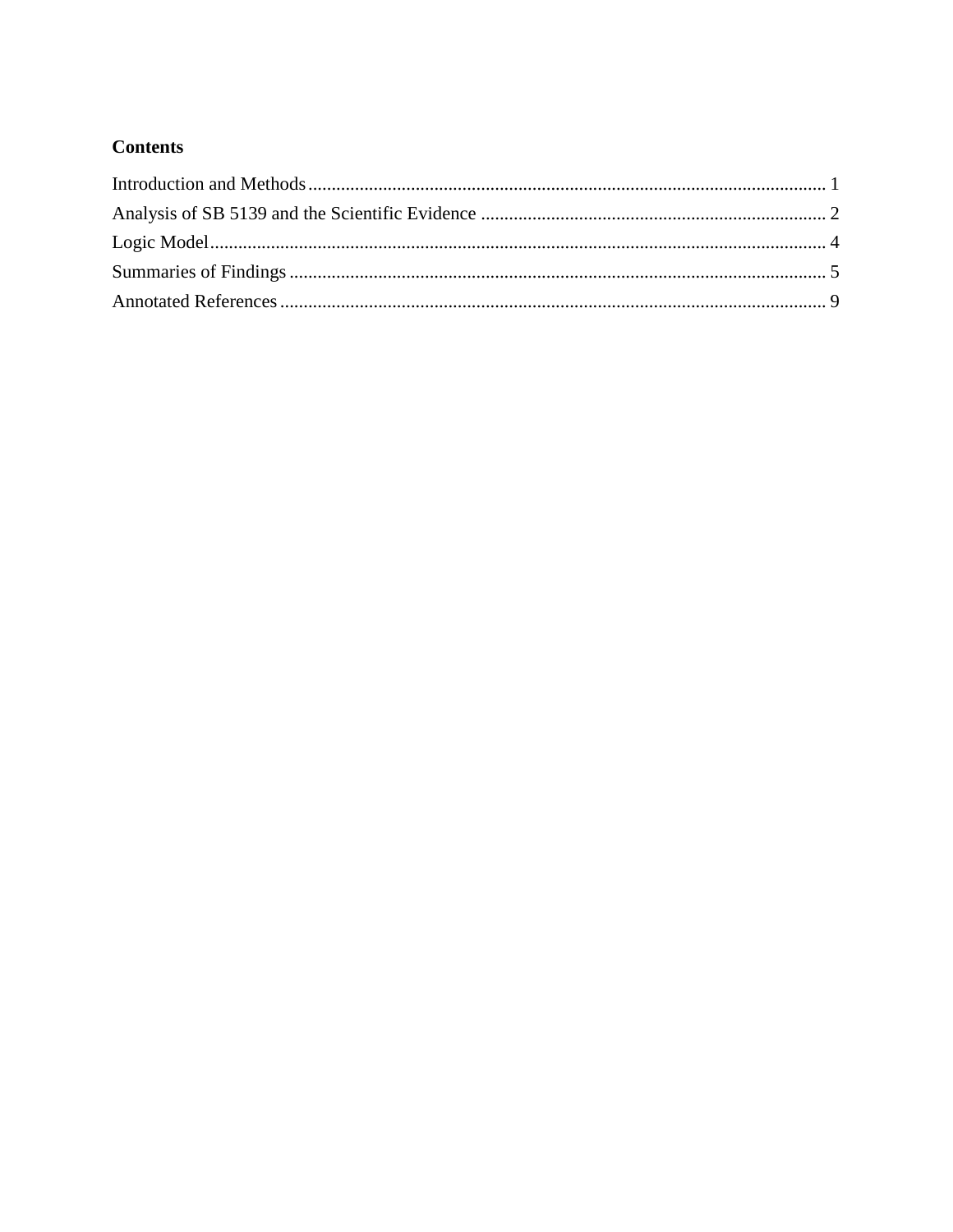**Contents**

Introduction and Methods ........................................................................................................ 1

Analysis of SB 5139 and the Scientific Evidence ................................................................. 2

Logic Model.............................................................................................................................. 4

Summaries of Findings ............................................................................................................ 5

Annotated References .............................................................................................................. 9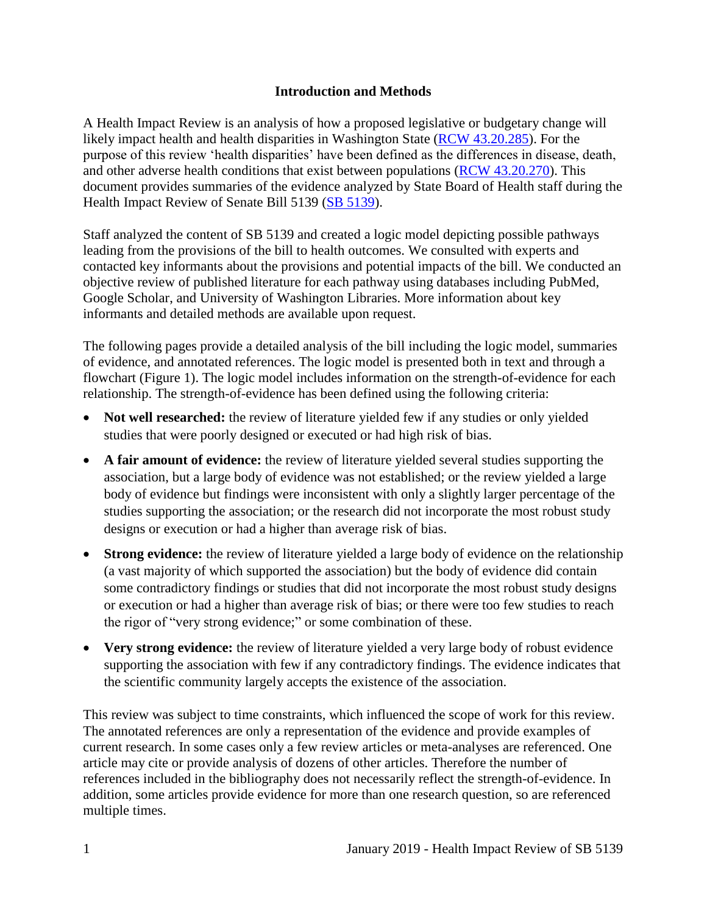## Introduction and Methods

A Health Impact Review is an analysis of how a proposed legislative or budgetary change will likely impact health and health disparities in Washington State (RCW 43.20.285). For the purpose of this review 'health disparities' have been defined as the differences in disease, death, and other adverse health conditions that exist between populations (RCW 43.20.270). This document provides summaries of the evidence analyzed by State Board of Health staff during the Health Impact Review of Senate Bill 5139 (SB 5139).

Staff analyzed the content of SB 5139 and created a logic model depicting possible pathways leading from the provisions of the bill to health outcomes. We consulted with experts and contacted key informants about the provisions and potential impacts of the bill. We conducted an objective review of published literature for each pathway using databases including PubMed, Google Scholar, and University of Washington Libraries. More information about key informants and detailed methods are available upon request.

The following pages provide a detailed analysis of the bill including the logic model, summaries of evidence, and annotated references. The logic model is presented both in text and through a flowchart (Figure 1). The logic model includes information on the strength-of-evidence for each relationship. The strength-of-evidence has been defined using the following criteria:

- **Not well researched:** the review of literature yielded few if any studies or only yielded studies that were poorly designed or executed or had high risk of bias.
- **A fair amount of evidence:** the review of literature yielded several studies supporting the association, but a large body of evidence was not established; or the review yielded a large body of evidence but findings were inconsistent with only a slightly larger percentage of the studies supporting the association; or the research did not incorporate the most robust study designs or execution or had a higher than average risk of bias.
- **Strong evidence:** the review of literature yielded a large body of evidence on the relationship (a vast majority of which supported the association) but the body of evidence did contain some contradictory findings or studies that did not incorporate the most robust study designs or execution or had a higher than average risk of bias; or there were too few studies to reach the rigor of "very strong evidence;" or some combination of these.
- **Very strong evidence:** the review of literature yielded a very large body of robust evidence supporting the association with few if any contradictory findings. The evidence indicates that the scientific community largely accepts the existence of the association.

This review was subject to time constraints, which influenced the scope of work for this review. The annotated references are only a representation of the evidence and provide examples of current research. In some cases only a few review articles or meta-analyses are referenced. One article may cite or provide analysis of dozens of other articles. Therefore the number of references included in the bibliography does not necessarily reflect the strength-of-evidence. In addition, some articles provide evidence for more than one research question, so are referenced multiple times.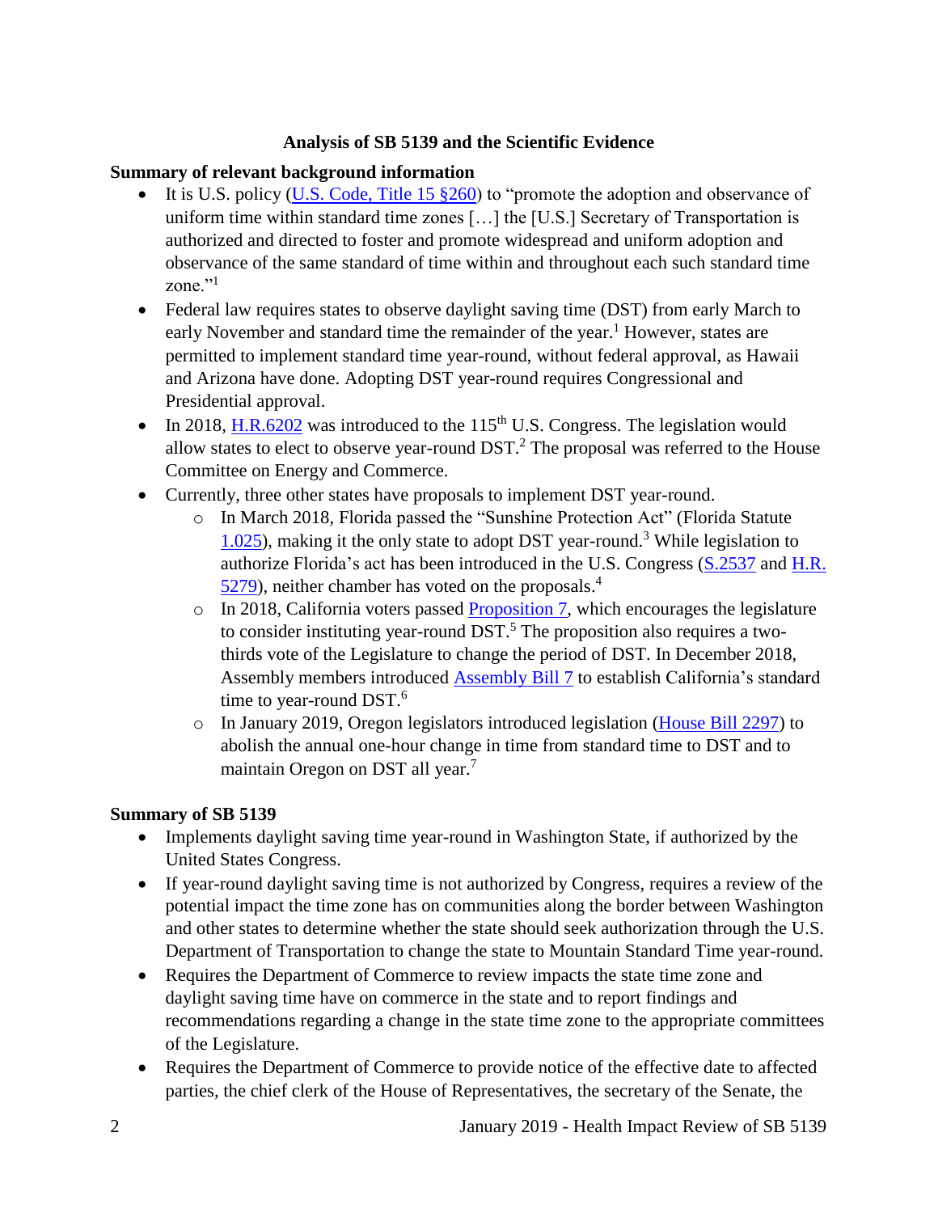## Analysis of SB 5139 and the Scientific Evidence

### Summary of relevant background information

- It is U.S. policy (U.S. Code, Title 15 §260) to "promote the adoption and observance of uniform time within standard time zones […] the [U.S.] Secretary of Transportation is authorized and directed to foster and promote widespread and uniform adoption and observance of the same standard of time within and throughout each such standard time zone."[1]
- Federal law requires states to observe daylight saving time (DST) from early March to early November and standard time the remainder of the year.[1] However, states are permitted to implement standard time year-round, without federal approval, as Hawaii and Arizona have done. Adopting DST year-round requires Congressional and Presidential approval.
- In 2018, H.R.6202 was introduced to the 115th U.S. Congress. The legislation would allow states to elect to observe year-round DST.[2] The proposal was referred to the House Committee on Energy and Commerce.
- Currently, three other states have proposals to implement DST year-round.
  - In March 2018, Florida passed the "Sunshine Protection Act" (Florida Statute 1.025), making it the only state to adopt DST year-round.[3] While legislation to authorize Florida's act has been introduced in the U.S. Congress (S.2537 and H.R. 5279), neither chamber has voted on the proposals.[4]
  - In 2018, California voters passed Proposition 7, which encourages the legislature to consider instituting year-round DST.[5] The proposition also requires a two-thirds vote of the Legislature to change the period of DST. In December 2018, Assembly members introduced Assembly Bill 7 to establish California's standard time to year-round DST.[6]
  - In January 2019, Oregon legislators introduced legislation (House Bill 2297) to abolish the annual one-hour change in time from standard time to DST and to maintain Oregon on DST all year.[7]

### Summary of SB 5139

- Implements daylight saving time year-round in Washington State, if authorized by the United States Congress.
- If year-round daylight saving time is not authorized by Congress, requires a review of the potential impact the time zone has on communities along the border between Washington and other states to determine whether the state should seek authorization through the U.S. Department of Transportation to change the state to Mountain Standard Time year-round.
- Requires the Department of Commerce to review impacts the state time zone and daylight saving time have on commerce in the state and to report findings and recommendations regarding a change in the state time zone to the appropriate committees of the Legislature.
- Requires the Department of Commerce to provide notice of the effective date to affected parties, the chief clerk of the House of Representatives, the secretary of the Senate, the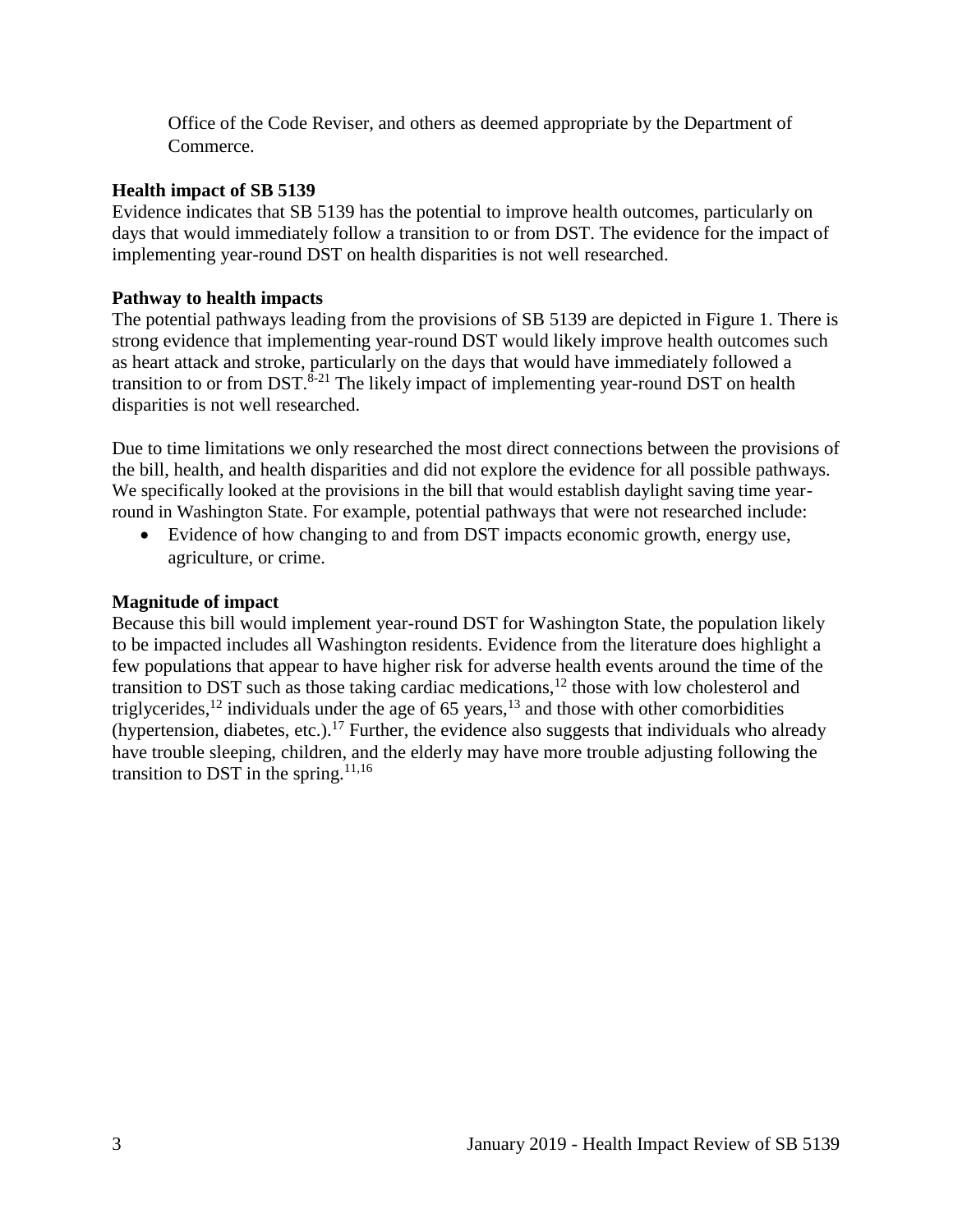Office of the Code Reviser, and others as deemed appropriate by the Department of Commerce.

**Health impact of SB 5139**

Evidence indicates that SB 5139 has the potential to improve health outcomes, particularly on days that would immediately follow a transition to or from DST. The evidence for the impact of implementing year-round DST on health disparities is not well researched.

**Pathway to health impacts**

The potential pathways leading from the provisions of SB 5139 are depicted in Figure 1. There is strong evidence that implementing year-round DST would likely improve health outcomes such as heart attack and stroke, particularly on the days that would have immediately followed a transition to or from DST.[8-21] The likely impact of implementing year-round DST on health disparities is not well researched.

Due to time limitations we only researched the most direct connections between the provisions of the bill, health, and health disparities and did not explore the evidence for all possible pathways. We specifically looked at the provisions in the bill that would establish daylight saving time year-round in Washington State. For example, potential pathways that were not researched include:

- Evidence of how changing to and from DST impacts economic growth, energy use, agriculture, or crime.

**Magnitude of impact**

Because this bill would implement year-round DST for Washington State, the population likely to be impacted includes all Washington residents. Evidence from the literature does highlight a few populations that appear to have higher risk for adverse health events around the time of the transition to DST such as those taking cardiac medications,[12] those with low cholesterol and triglycerides,[12] individuals under the age of 65 years,[13] and those with other comorbidities (hypertension, diabetes, etc.).[17] Further, the evidence also suggests that individuals who already have trouble sleeping, children, and the elderly may have more trouble adjusting following the transition to DST in the spring.[11,16]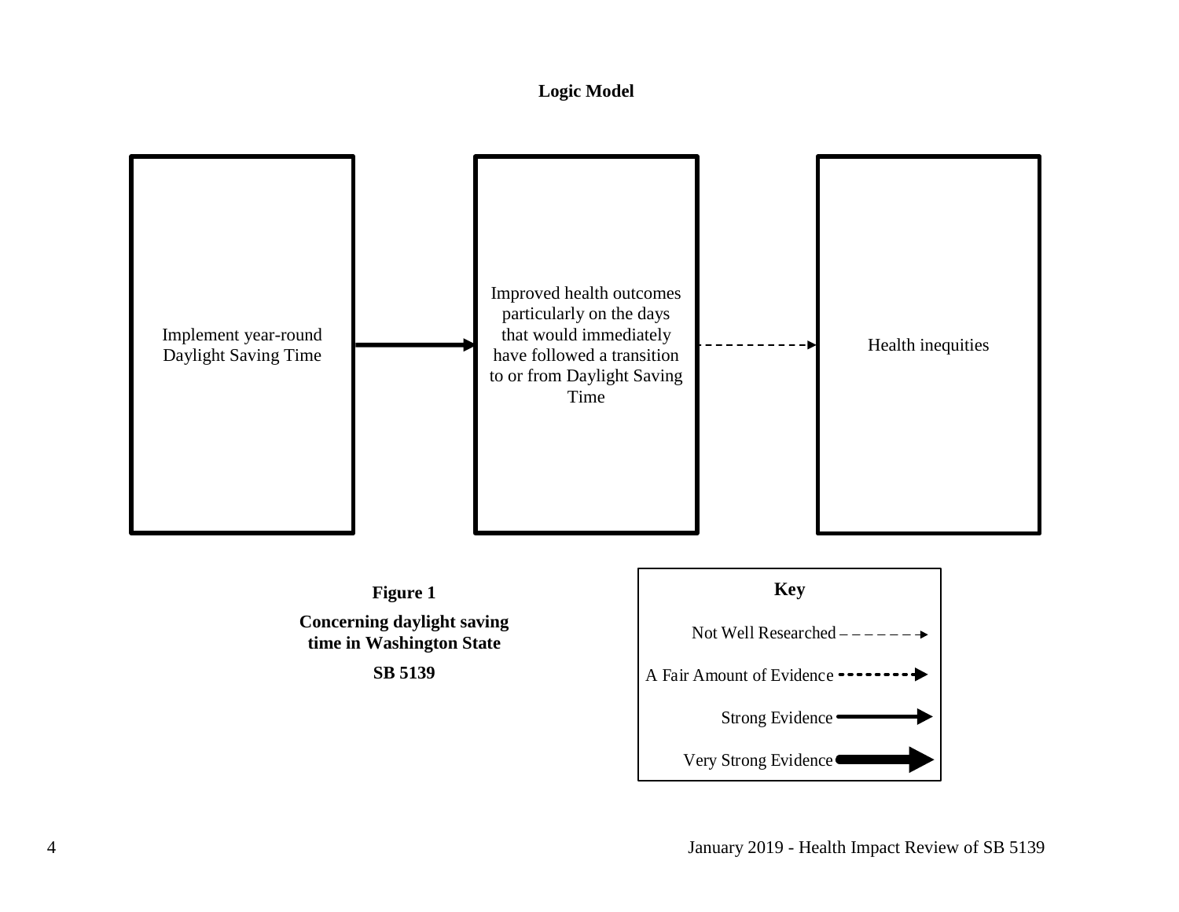**Logic Model**

Implement year-round Daylight Saving Time → Improved health outcomes particularly on the days that would immediately have followed a transition to or from Daylight Saving Time - - - → Health inequities

**Figure 1**

**Concerning daylight saving time in Washington State**

**SB 5139**

**Key**

Not Well Researched – – – – – – →

A Fair Amount of Evidence - - - - - - - →

Strong Evidence ⟶

Very Strong Evidence ⟶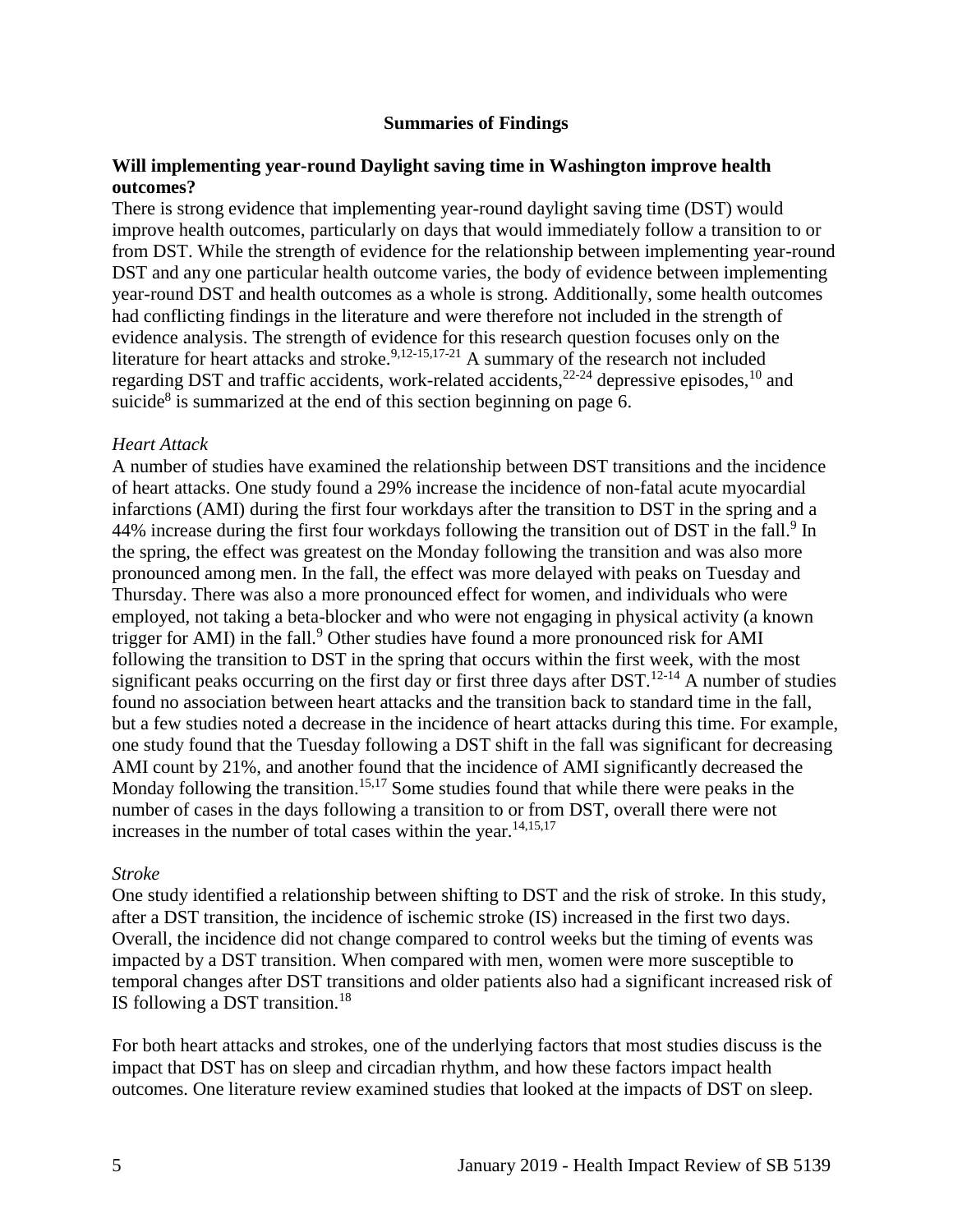## Summaries of Findings

### Will implementing year-round Daylight saving time in Washington improve health outcomes?

There is strong evidence that implementing year-round daylight saving time (DST) would improve health outcomes, particularly on days that would immediately follow a transition to or from DST. While the strength of evidence for the relationship between implementing year-round DST and any one particular health outcome varies, the body of evidence between implementing year-round DST and health outcomes as a whole is strong. Additionally, some health outcomes had conflicting findings in the literature and were therefore not included in the strength of evidence analysis. The strength of evidence for this research question focuses only on the literature for heart attacks and stroke.[9,12-15,17-21] A summary of the research not included regarding DST and traffic accidents, work-related accidents,[22-24] depressive episodes,[10] and suicide[8] is summarized at the end of this section beginning on page 6.

*Heart Attack*

A number of studies have examined the relationship between DST transitions and the incidence of heart attacks. One study found a 29% increase the incidence of non-fatal acute myocardial infarctions (AMI) during the first four workdays after the transition to DST in the spring and a 44% increase during the first four workdays following the transition out of DST in the fall.[9] In the spring, the effect was greatest on the Monday following the transition and was also more pronounced among men. In the fall, the effect was more delayed with peaks on Tuesday and Thursday. There was also a more pronounced effect for women, and individuals who were employed, not taking a beta-blocker and who were not engaging in physical activity (a known trigger for AMI) in the fall.[9] Other studies have found a more pronounced risk for AMI following the transition to DST in the spring that occurs within the first week, with the most significant peaks occurring on the first day or first three days after DST.[12-14] A number of studies found no association between heart attacks and the transition back to standard time in the fall, but a few studies noted a decrease in the incidence of heart attacks during this time. For example, one study found that the Tuesday following a DST shift in the fall was significant for decreasing AMI count by 21%, and another found that the incidence of AMI significantly decreased the Monday following the transition.[15,17] Some studies found that while there were peaks in the number of cases in the days following a transition to or from DST, overall there were not increases in the number of total cases within the year.[14,15,17]

*Stroke*

One study identified a relationship between shifting to DST and the risk of stroke. In this study, after a DST transition, the incidence of ischemic stroke (IS) increased in the first two days. Overall, the incidence did not change compared to control weeks but the timing of events was impacted by a DST transition. When compared with men, women were more susceptible to temporal changes after DST transitions and older patients also had a significant increased risk of IS following a DST transition.[18]

For both heart attacks and strokes, one of the underlying factors that most studies discuss is the impact that DST has on sleep and circadian rhythm, and how these factors impact health outcomes. One literature review examined studies that looked at the impacts of DST on sleep.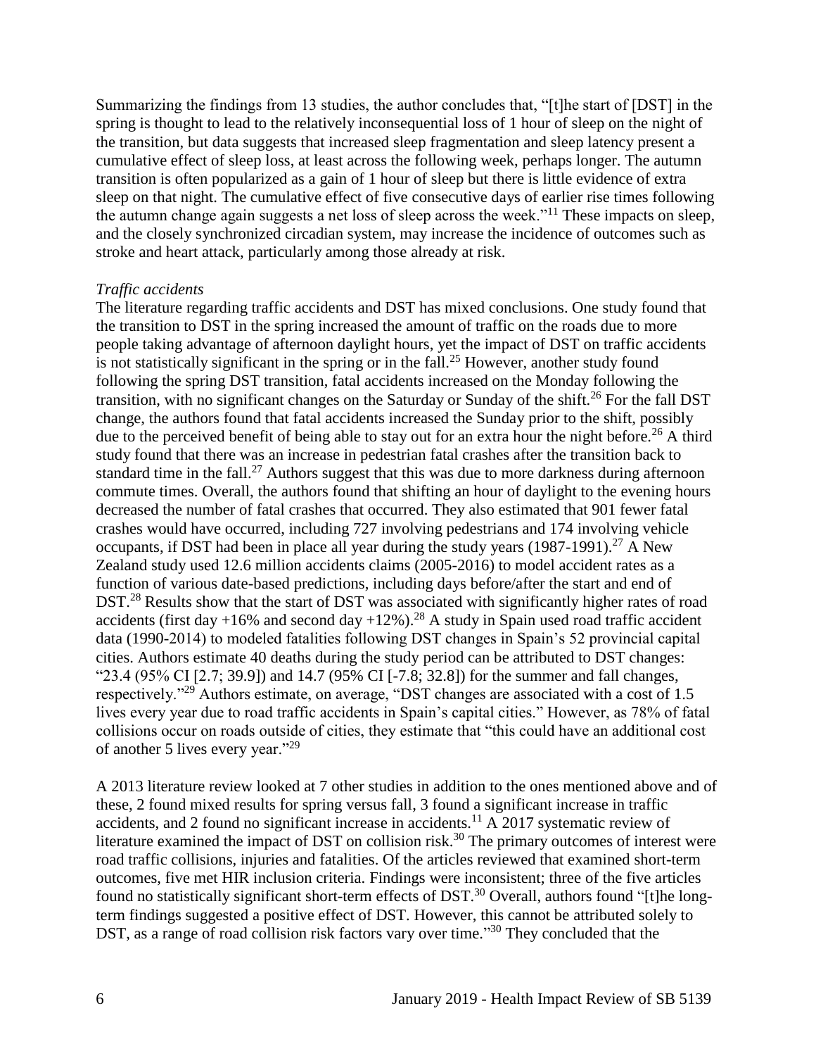Summarizing the findings from 13 studies, the author concludes that, "[t]he start of [DST] in the spring is thought to lead to the relatively inconsequential loss of 1 hour of sleep on the night of the transition, but data suggests that increased sleep fragmentation and sleep latency present a cumulative effect of sleep loss, at least across the following week, perhaps longer. The autumn transition is often popularized as a gain of 1 hour of sleep but there is little evidence of extra sleep on that night. The cumulative effect of five consecutive days of earlier rise times following the autumn change again suggests a net loss of sleep across the week."[11] These impacts on sleep, and the closely synchronized circadian system, may increase the incidence of outcomes such as stroke and heart attack, particularly among those already at risk.

*Traffic accidents*

The literature regarding traffic accidents and DST has mixed conclusions. One study found that the transition to DST in the spring increased the amount of traffic on the roads due to more people taking advantage of afternoon daylight hours, yet the impact of DST on traffic accidents is not statistically significant in the spring or in the fall.[25] However, another study found following the spring DST transition, fatal accidents increased on the Monday following the transition, with no significant changes on the Saturday or Sunday of the shift.[26] For the fall DST change, the authors found that fatal accidents increased the Sunday prior to the shift, possibly due to the perceived benefit of being able to stay out for an extra hour the night before.[26] A third study found that there was an increase in pedestrian fatal crashes after the transition back to standard time in the fall.[27] Authors suggest that this was due to more darkness during afternoon commute times. Overall, the authors found that shifting an hour of daylight to the evening hours decreased the number of fatal crashes that occurred. They also estimated that 901 fewer fatal crashes would have occurred, including 727 involving pedestrians and 174 involving vehicle occupants, if DST had been in place all year during the study years (1987-1991).[27] A New Zealand study used 12.6 million accidents claims (2005-2016) to model accident rates as a function of various date-based predictions, including days before/after the start and end of DST.[28] Results show that the start of DST was associated with significantly higher rates of road accidents (first day +16% and second day +12%).[28] A study in Spain used road traffic accident data (1990-2014) to modeled fatalities following DST changes in Spain's 52 provincial capital cities. Authors estimate 40 deaths during the study period can be attributed to DST changes: "23.4 (95% CI [2.7; 39.9]) and 14.7 (95% CI [-7.8; 32.8]) for the summer and fall changes, respectively."[29] Authors estimate, on average, "DST changes are associated with a cost of 1.5 lives every year due to road traffic accidents in Spain's capital cities." However, as 78% of fatal collisions occur on roads outside of cities, they estimate that "this could have an additional cost of another 5 lives every year."[29]

A 2013 literature review looked at 7 other studies in addition to the ones mentioned above and of these, 2 found mixed results for spring versus fall, 3 found a significant increase in traffic accidents, and 2 found no significant increase in accidents.[11] A 2017 systematic review of literature examined the impact of DST on collision risk.[30] The primary outcomes of interest were road traffic collisions, injuries and fatalities. Of the articles reviewed that examined short-term outcomes, five met HIR inclusion criteria. Findings were inconsistent; three of the five articles found no statistically significant short-term effects of DST.[30] Overall, authors found "[t]he long-term findings suggested a positive effect of DST. However, this cannot be attributed solely to DST, as a range of road collision risk factors vary over time."[30] They concluded that the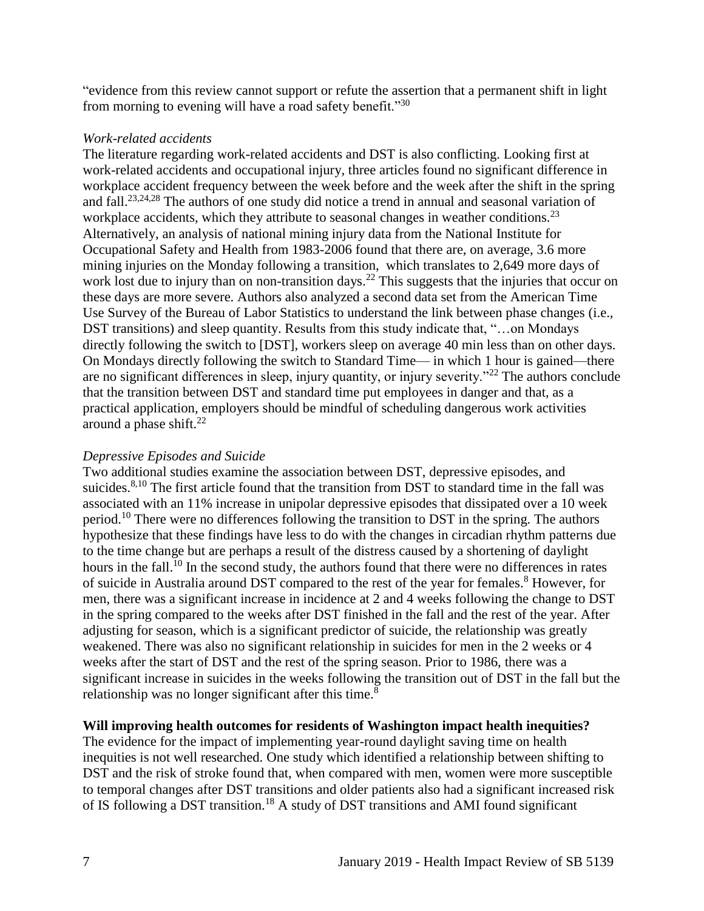"evidence from this review cannot support or refute the assertion that a permanent shift in light from morning to evening will have a road safety benefit."[30]

*Work-related accidents*

The literature regarding work-related accidents and DST is also conflicting. Looking first at work-related accidents and occupational injury, three articles found no significant difference in workplace accident frequency between the week before and the week after the shift in the spring and fall.[23,24,28] The authors of one study did notice a trend in annual and seasonal variation of workplace accidents, which they attribute to seasonal changes in weather conditions.[23] Alternatively, an analysis of national mining injury data from the National Institute for Occupational Safety and Health from 1983-2006 found that there are, on average, 3.6 more mining injuries on the Monday following a transition, which translates to 2,649 more days of work lost due to injury than on non-transition days.[22] This suggests that the injuries that occur on these days are more severe. Authors also analyzed a second data set from the American Time Use Survey of the Bureau of Labor Statistics to understand the link between phase changes (i.e., DST transitions) and sleep quantity. Results from this study indicate that, "…on Mondays directly following the switch to [DST], workers sleep on average 40 min less than on other days. On Mondays directly following the switch to Standard Time— in which 1 hour is gained—there are no significant differences in sleep, injury quantity, or injury severity."[22] The authors conclude that the transition between DST and standard time put employees in danger and that, as a practical application, employers should be mindful of scheduling dangerous work activities around a phase shift.[22]

*Depressive Episodes and Suicide*

Two additional studies examine the association between DST, depressive episodes, and suicides.[8,10] The first article found that the transition from DST to standard time in the fall was associated with an 11% increase in unipolar depressive episodes that dissipated over a 10 week period.[10] There were no differences following the transition to DST in the spring. The authors hypothesize that these findings have less to do with the changes in circadian rhythm patterns due to the time change but are perhaps a result of the distress caused by a shortening of daylight hours in the fall.[10] In the second study, the authors found that there were no differences in rates of suicide in Australia around DST compared to the rest of the year for females.[8] However, for men, there was a significant increase in incidence at 2 and 4 weeks following the change to DST in the spring compared to the weeks after DST finished in the fall and the rest of the year. After adjusting for season, which is a significant predictor of suicide, the relationship was greatly weakened. There was also no significant relationship in suicides for men in the 2 weeks or 4 weeks after the start of DST and the rest of the spring season. Prior to 1986, there was a significant increase in suicides in the weeks following the transition out of DST in the fall but the relationship was no longer significant after this time.[8]

**Will improving health outcomes for residents of Washington impact health inequities?**

The evidence for the impact of implementing year-round daylight saving time on health inequities is not well researched. One study which identified a relationship between shifting to DST and the risk of stroke found that, when compared with men, women were more susceptible to temporal changes after DST transitions and older patients also had a significant increased risk of IS following a DST transition.[18] A study of DST transitions and AMI found significant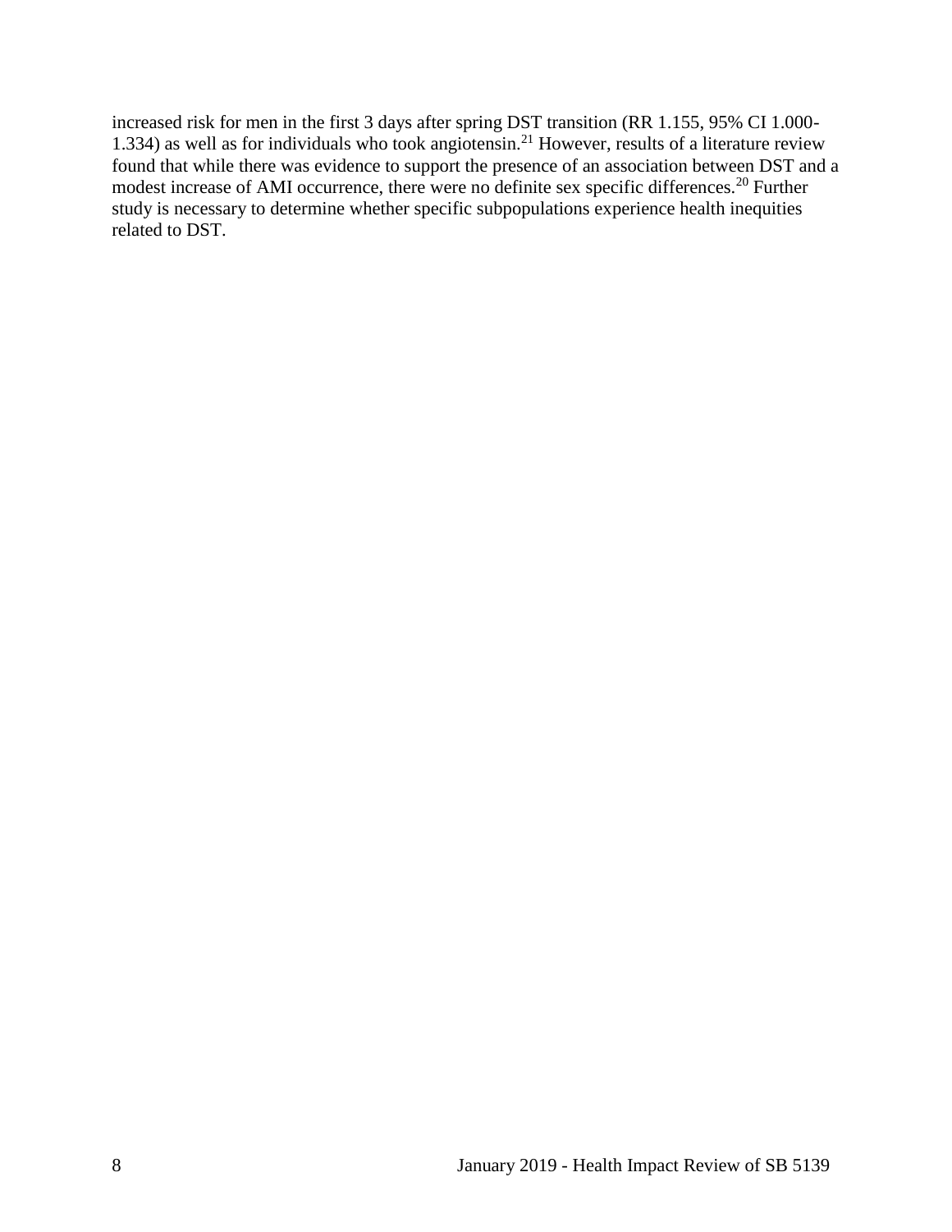increased risk for men in the first 3 days after spring DST transition (RR 1.155, 95% CI 1.000-1.334) as well as for individuals who took angiotensin.[21] However, results of a literature review found that while there was evidence to support the presence of an association between DST and a modest increase of AMI occurrence, there were no definite sex specific differences.[20] Further study is necessary to determine whether specific subpopulations experience health inequities related to DST.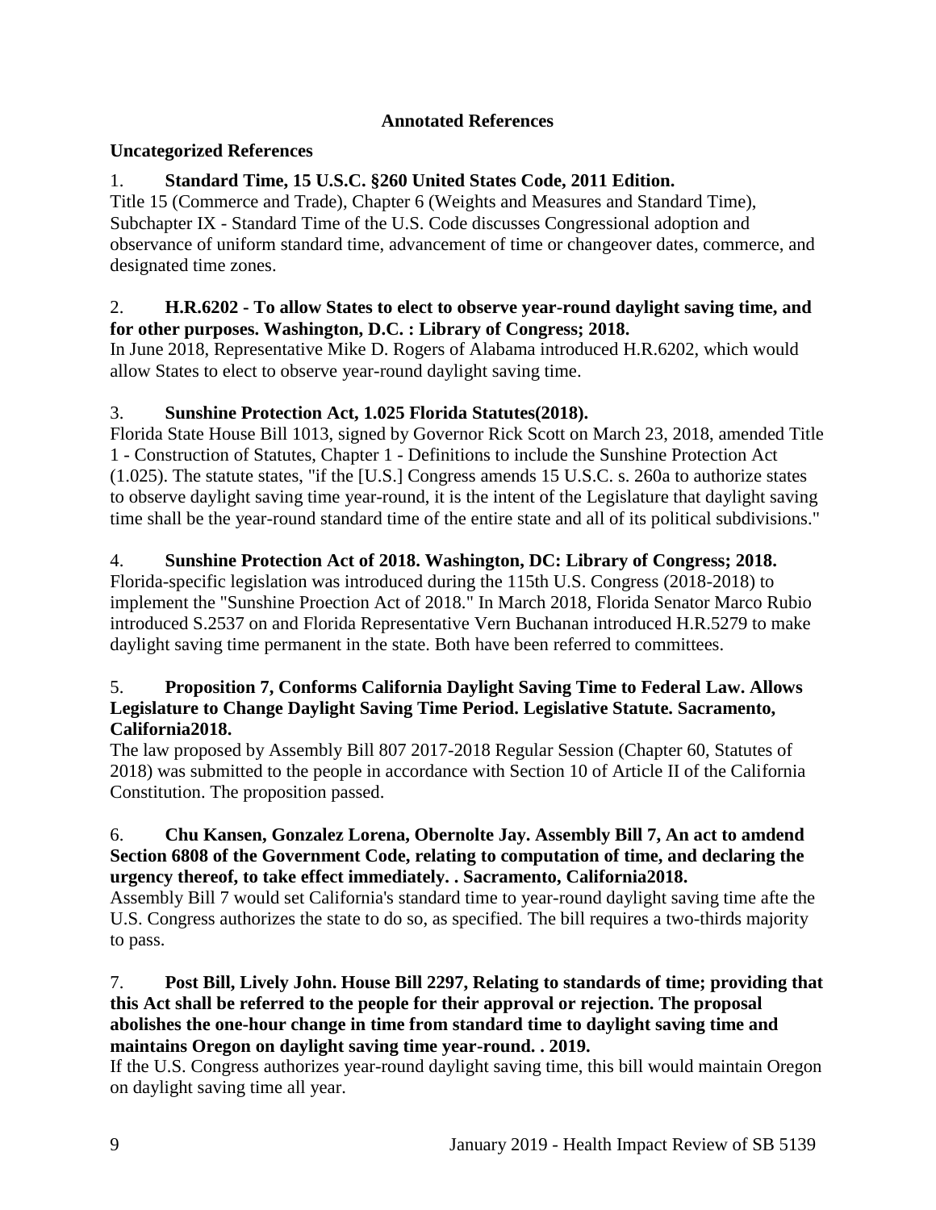**Annotated References**

**Uncategorized References**

1. **Standard Time, 15 U.S.C. §260 United States Code, 2011 Edition.**
Title 15 (Commerce and Trade), Chapter 6 (Weights and Measures and Standard Time), Subchapter IX - Standard Time of the U.S. Code discusses Congressional adoption and observance of uniform standard time, advancement of time or changeover dates, commerce, and designated time zones.

2. **H.R.6202 - To allow States to elect to observe year-round daylight saving time, and for other purposes. Washington, D.C. : Library of Congress; 2018.**
In June 2018, Representative Mike D. Rogers of Alabama introduced H.R.6202, which would allow States to elect to observe year-round daylight saving time.

3. **Sunshine Protection Act, 1.025 Florida Statutes(2018).**
Florida State House Bill 1013, signed by Governor Rick Scott on March 23, 2018, amended Title 1 - Construction of Statutes, Chapter 1 - Definitions to include the Sunshine Protection Act (1.025). The statute states, "if the [U.S.] Congress amends 15 U.S.C. s. 260a to authorize states to observe daylight saving time year-round, it is the intent of the Legislature that daylight saving time shall be the year-round standard time of the entire state and all of its political subdivisions."

4. **Sunshine Protection Act of 2018. Washington, DC: Library of Congress; 2018.**
Florida-specific legislation was introduced during the 115th U.S. Congress (2018-2018) to implement the "Sunshine Proection Act of 2018." In March 2018, Florida Senator Marco Rubio introduced S.2537 on and Florida Representative Vern Buchanan introduced H.R.5279 to make daylight saving time permanent in the state. Both have been referred to committees.

5. **Proposition 7, Conforms California Daylight Saving Time to Federal Law. Allows Legislature to Change Daylight Saving Time Period. Legislative Statute. Sacramento, California2018.**
The law proposed by Assembly Bill 807 2017-2018 Regular Session (Chapter 60, Statutes of 2018) was submitted to the people in accordance with Section 10 of Article II of the California Constitution. The proposition passed.

6. **Chu Kansen, Gonzalez Lorena, Obernolte Jay. Assembly Bill 7, An act to amdend Section 6808 of the Government Code, relating to computation of time, and declaring the urgency thereof, to take effect immediately. . Sacramento, California2018.**
Assembly Bill 7 would set California's standard time to year-round daylight saving time afte the U.S. Congress authorizes the state to do so, as specified. The bill requires a two-thirds majority to pass.

7. **Post Bill, Lively John. House Bill 2297, Relating to standards of time; providing that this Act shall be referred to the people for their approval or rejection. The proposal abolishes the one-hour change in time from standard time to daylight saving time and maintains Oregon on daylight saving time year-round. . 2019.**
If the U.S. Congress authorizes year-round daylight saving time, this bill would maintain Oregon on daylight saving time all year.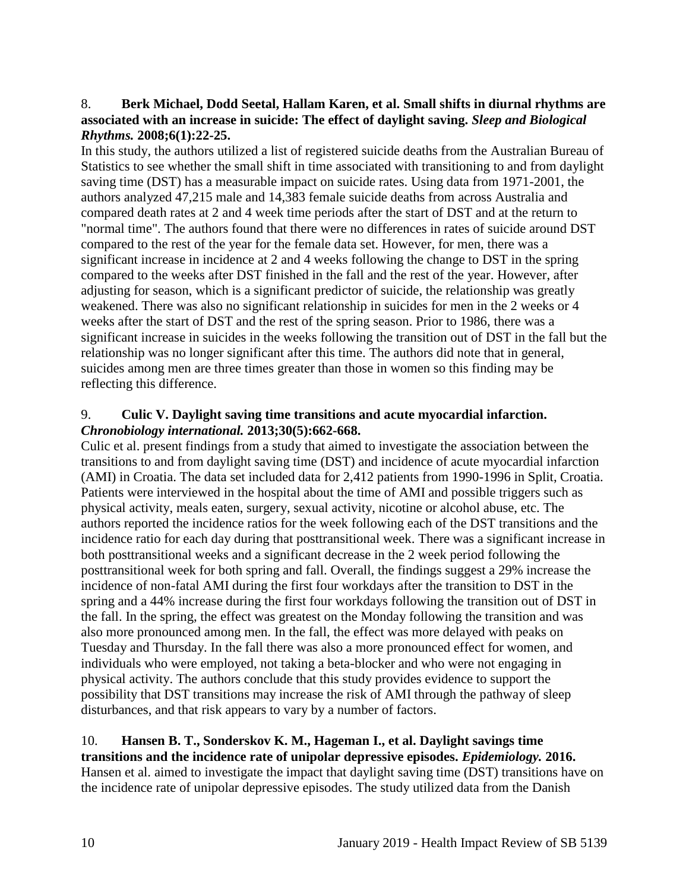8. **Berk Michael, Dodd Seetal, Hallam Karen, et al. Small shifts in diurnal rhythms are associated with an increase in suicide: The effect of daylight saving. *Sleep and Biological Rhythms.* 2008;6(1):22-25.**

In this study, the authors utilized a list of registered suicide deaths from the Australian Bureau of Statistics to see whether the small shift in time associated with transitioning to and from daylight saving time (DST) has a measurable impact on suicide rates. Using data from 1971-2001, the authors analyzed 47,215 male and 14,383 female suicide deaths from across Australia and compared death rates at 2 and 4 week time periods after the start of DST and at the return to "normal time". The authors found that there were no differences in rates of suicide around DST compared to the rest of the year for the female data set. However, for men, there was a significant increase in incidence at 2 and 4 weeks following the change to DST in the spring compared to the weeks after DST finished in the fall and the rest of the year. However, after adjusting for season, which is a significant predictor of suicide, the relationship was greatly weakened. There was also no significant relationship in suicides for men in the 2 weeks or 4 weeks after the start of DST and the rest of the spring season. Prior to 1986, there was a significant increase in suicides in the weeks following the transition out of DST in the fall but the relationship was no longer significant after this time. The authors did note that in general, suicides among men are three times greater than those in women so this finding may be reflecting this difference.

9. **Culic V. Daylight saving time transitions and acute myocardial infarction. *Chronobiology international.* 2013;30(5):662-668.**

Culic et al. present findings from a study that aimed to investigate the association between the transitions to and from daylight saving time (DST) and incidence of acute myocardial infarction (AMI) in Croatia. The data set included data for 2,412 patients from 1990-1996 in Split, Croatia. Patients were interviewed in the hospital about the time of AMI and possible triggers such as physical activity, meals eaten, surgery, sexual activity, nicotine or alcohol abuse, etc. The authors reported the incidence ratios for the week following each of the DST transitions and the incidence ratio for each day during that posttransitional week. There was a significant increase in both posttransitional weeks and a significant decrease in the 2 week period following the posttransitional week for both spring and fall. Overall, the findings suggest a 29% increase the incidence of non-fatal AMI during the first four workdays after the transition to DST in the spring and a 44% increase during the first four workdays following the transition out of DST in the fall. In the spring, the effect was greatest on the Monday following the transition and was also more pronounced among men. In the fall, the effect was more delayed with peaks on Tuesday and Thursday. In the fall there was also a more pronounced effect for women, and individuals who were employed, not taking a beta-blocker and who were not engaging in physical activity. The authors conclude that this study provides evidence to support the possibility that DST transitions may increase the risk of AMI through the pathway of sleep disturbances, and that risk appears to vary by a number of factors.

10. **Hansen B. T., Sonderskov K. M., Hageman I., et al. Daylight savings time transitions and the incidence rate of unipolar depressive episodes. *Epidemiology.* 2016.**

Hansen et al. aimed to investigate the impact that daylight saving time (DST) transitions have on the incidence rate of unipolar depressive episodes. The study utilized data from the Danish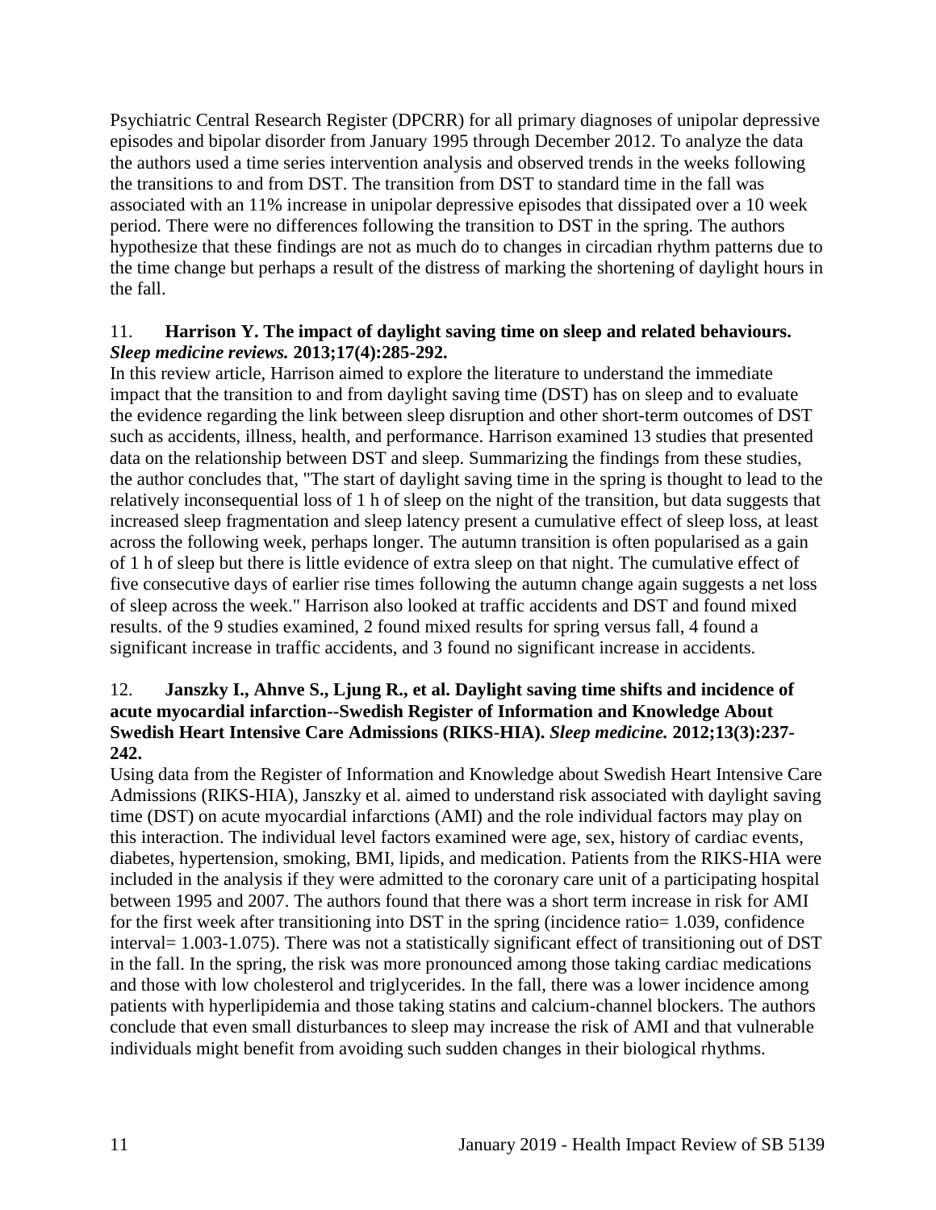Psychiatric Central Research Register (DPCRR) for all primary diagnoses of unipolar depressive episodes and bipolar disorder from January 1995 through December 2012. To analyze the data the authors used a time series intervention analysis and observed trends in the weeks following the transitions to and from DST. The transition from DST to standard time in the fall was associated with an 11% increase in unipolar depressive episodes that dissipated over a 10 week period. There were no differences following the transition to DST in the spring. The authors hypothesize that these findings are not as much do to changes in circadian rhythm patterns due to the time change but perhaps a result of the distress of marking the shortening of daylight hours in the fall.

11. **Harrison Y. The impact of daylight saving time on sleep and related behaviours.** ***Sleep medicine reviews.*** **2013;17(4):285-292.**

In this review article, Harrison aimed to explore the literature to understand the immediate impact that the transition to and from daylight saving time (DST) has on sleep and to evaluate the evidence regarding the link between sleep disruption and other short-term outcomes of DST such as accidents, illness, health, and performance. Harrison examined 13 studies that presented data on the relationship between DST and sleep. Summarizing the findings from these studies, the author concludes that, "The start of daylight saving time in the spring is thought to lead to the relatively inconsequential loss of 1 h of sleep on the night of the transition, but data suggests that increased sleep fragmentation and sleep latency present a cumulative effect of sleep loss, at least across the following week, perhaps longer. The autumn transition is often popularised as a gain of 1 h of sleep but there is little evidence of extra sleep on that night. The cumulative effect of five consecutive days of earlier rise times following the autumn change again suggests a net loss of sleep across the week." Harrison also looked at traffic accidents and DST and found mixed results. of the 9 studies examined, 2 found mixed results for spring versus fall, 4 found a significant increase in traffic accidents, and 3 found no significant increase in accidents.

12. **Janszky I., Ahnve S., Ljung R., et al. Daylight saving time shifts and incidence of acute myocardial infarction--Swedish Register of Information and Knowledge About Swedish Heart Intensive Care Admissions (RIKS-HIA).** ***Sleep medicine.*** **2012;13(3):237-242.**

Using data from the Register of Information and Knowledge about Swedish Heart Intensive Care Admissions (RIKS-HIA), Janszky et al. aimed to understand risk associated with daylight saving time (DST) on acute myocardial infarctions (AMI) and the role individual factors may play on this interaction. The individual level factors examined were age, sex, history of cardiac events, diabetes, hypertension, smoking, BMI, lipids, and medication. Patients from the RIKS-HIA were included in the analysis if they were admitted to the coronary care unit of a participating hospital between 1995 and 2007. The authors found that there was a short term increase in risk for AMI for the first week after transitioning into DST in the spring (incidence ratio= 1.039, confidence interval= 1.003-1.075). There was not a statistically significant effect of transitioning out of DST in the fall. In the spring, the risk was more pronounced among those taking cardiac medications and those with low cholesterol and triglycerides. In the fall, there was a lower incidence among patients with hyperlipidemia and those taking statins and calcium-channel blockers. The authors conclude that even small disturbances to sleep may increase the risk of AMI and that vulnerable individuals might benefit from avoiding such sudden changes in their biological rhythms.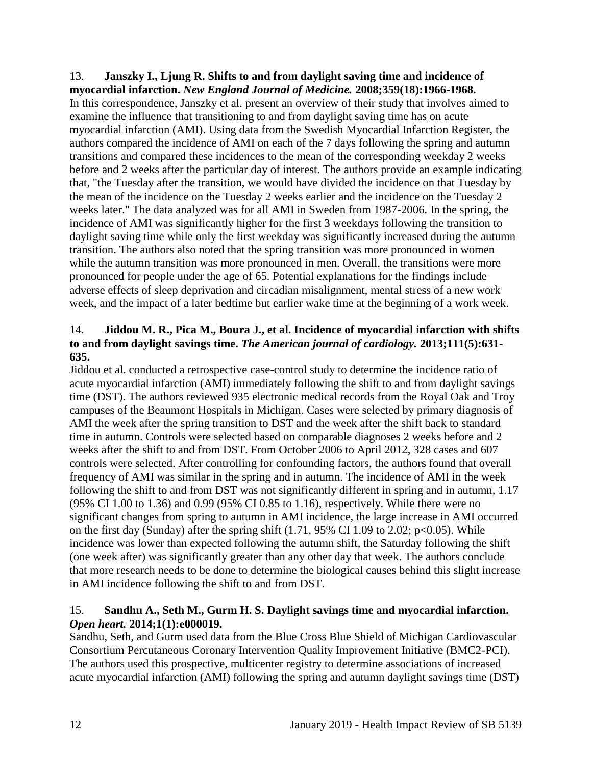13. **Janszky I., Ljung R. Shifts to and from daylight saving time and incidence of myocardial infarction.** ***New England Journal of Medicine.*** **2008;359(18):1966-1968.**
In this correspondence, Janszky et al. present an overview of their study that involves aimed to examine the influence that transitioning to and from daylight saving time has on acute myocardial infarction (AMI). Using data from the Swedish Myocardial Infarction Register, the authors compared the incidence of AMI on each of the 7 days following the spring and autumn transitions and compared these incidences to the mean of the corresponding weekday 2 weeks before and 2 weeks after the particular day of interest. The authors provide an example indicating that, "the Tuesday after the transition, we would have divided the incidence on that Tuesday by the mean of the incidence on the Tuesday 2 weeks earlier and the incidence on the Tuesday 2 weeks later." The data analyzed was for all AMI in Sweden from 1987-2006. In the spring, the incidence of AMI was significantly higher for the first 3 weekdays following the transition to daylight saving time while only the first weekday was significantly increased during the autumn transition. The authors also noted that the spring transition was more pronounced in women while the autumn transition was more pronounced in men. Overall, the transitions were more pronounced for people under the age of 65. Potential explanations for the findings include adverse effects of sleep deprivation and circadian misalignment, mental stress of a new work week, and the impact of a later bedtime but earlier wake time at the beginning of a work week.

14. **Jiddou M. R., Pica M., Boura J., et al. Incidence of myocardial infarction with shifts to and from daylight savings time.** ***The American journal of cardiology.*** **2013;111(5):631-635.**
Jiddou et al. conducted a retrospective case-control study to determine the incidence ratio of acute myocardial infarction (AMI) immediately following the shift to and from daylight savings time (DST). The authors reviewed 935 electronic medical records from the Royal Oak and Troy campuses of the Beaumont Hospitals in Michigan. Cases were selected by primary diagnosis of AMI the week after the spring transition to DST and the week after the shift back to standard time in autumn. Controls were selected based on comparable diagnoses 2 weeks before and 2 weeks after the shift to and from DST. From October 2006 to April 2012, 328 cases and 607 controls were selected. After controlling for confounding factors, the authors found that overall frequency of AMI was similar in the spring and in autumn. The incidence of AMI in the week following the shift to and from DST was not significantly different in spring and in autumn, 1.17 (95% CI 1.00 to 1.36) and 0.99 (95% CI 0.85 to 1.16), respectively. While there were no significant changes from spring to autumn in AMI incidence, the large increase in AMI occurred on the first day (Sunday) after the spring shift (1.71, 95% CI 1.09 to 2.02; $p<0.05$). While incidence was lower than expected following the autumn shift, the Saturday following the shift (one week after) was significantly greater than any other day that week. The authors conclude that more research needs to be done to determine the biological causes behind this slight increase in AMI incidence following the shift to and from DST.

15. **Sandhu A., Seth M., Gurm H. S. Daylight savings time and myocardial infarction.** ***Open heart.*** **2014;1(1):e000019.**
Sandhu, Seth, and Gurm used data from the Blue Cross Blue Shield of Michigan Cardiovascular Consortium Percutaneous Coronary Intervention Quality Improvement Initiative (BMC2-PCI). The authors used this prospective, multicenter registry to determine associations of increased acute myocardial infarction (AMI) following the spring and autumn daylight savings time (DST)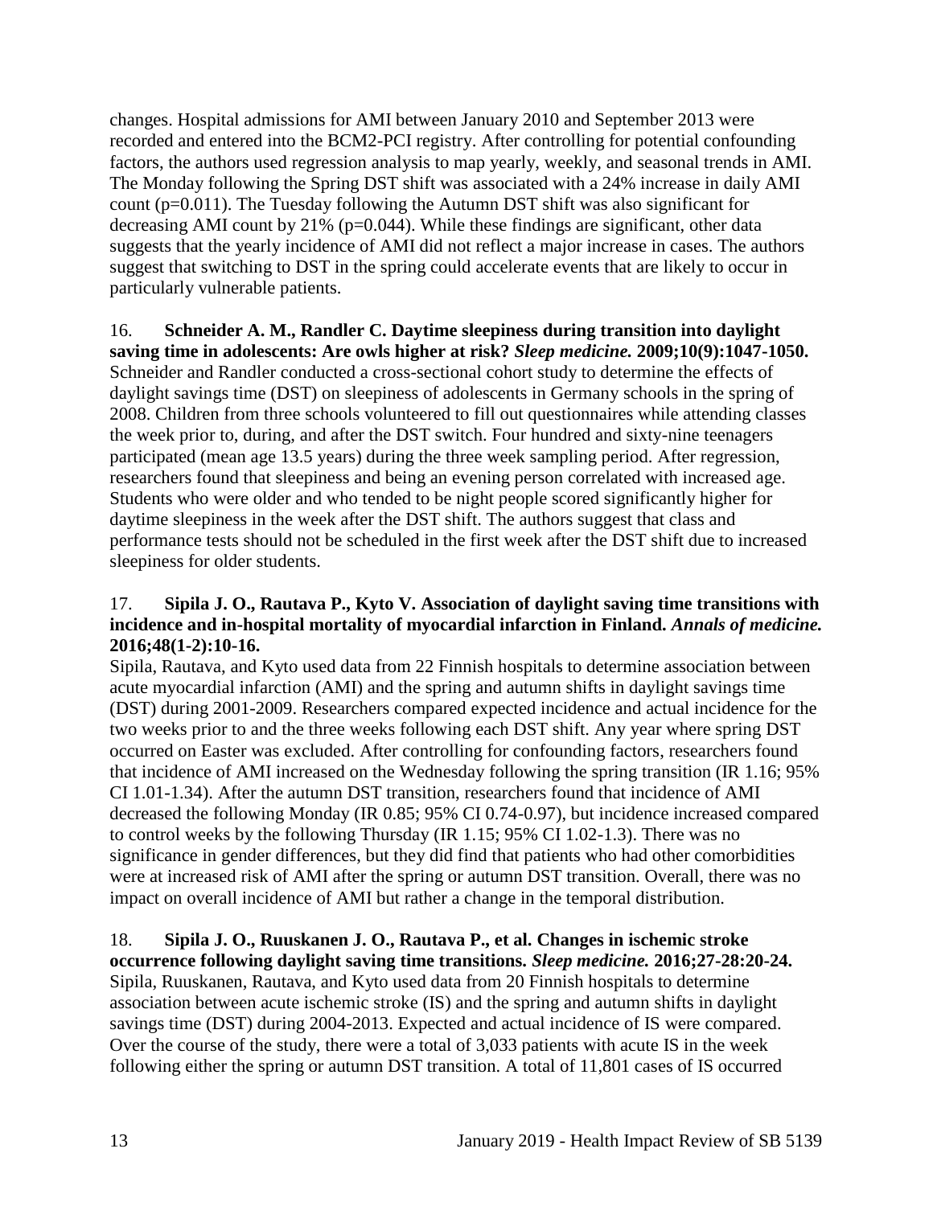changes. Hospital admissions for AMI between January 2010 and September 2013 were recorded and entered into the BCM2-PCI registry. After controlling for potential confounding factors, the authors used regression analysis to map yearly, weekly, and seasonal trends in AMI. The Monday following the Spring DST shift was associated with a 24% increase in daily AMI count (p=0.011). The Tuesday following the Autumn DST shift was also significant for decreasing AMI count by 21% (p=0.044). While these findings are significant, other data suggests that the yearly incidence of AMI did not reflect a major increase in cases. The authors suggest that switching to DST in the spring could accelerate events that are likely to occur in particularly vulnerable patients.

16. **Schneider A. M., Randler C. Daytime sleepiness during transition into daylight saving time in adolescents: Are owls higher at risk? *Sleep medicine.* 2009;10(9):1047-1050.**
Schneider and Randler conducted a cross-sectional cohort study to determine the effects of daylight savings time (DST) on sleepiness of adolescents in Germany schools in the spring of 2008. Children from three schools volunteered to fill out questionnaires while attending classes the week prior to, during, and after the DST switch. Four hundred and sixty-nine teenagers participated (mean age 13.5 years) during the three week sampling period. After regression, researchers found that sleepiness and being an evening person correlated with increased age. Students who were older and who tended to be night people scored significantly higher for daytime sleepiness in the week after the DST shift. The authors suggest that class and performance tests should not be scheduled in the first week after the DST shift due to increased sleepiness for older students.

17. **Sipila J. O., Rautava P., Kyto V. Association of daylight saving time transitions with incidence and in-hospital mortality of myocardial infarction in Finland. *Annals of medicine.* 2016;48(1-2):10-16.**
Sipila, Rautava, and Kyto used data from 22 Finnish hospitals to determine association between acute myocardial infarction (AMI) and the spring and autumn shifts in daylight savings time (DST) during 2001-2009. Researchers compared expected incidence and actual incidence for the two weeks prior to and the three weeks following each DST shift. Any year where spring DST occurred on Easter was excluded. After controlling for confounding factors, researchers found that incidence of AMI increased on the Wednesday following the spring transition (IR 1.16; 95% CI 1.01-1.34). After the autumn DST transition, researchers found that incidence of AMI decreased the following Monday (IR 0.85; 95% CI 0.74-0.97), but incidence increased compared to control weeks by the following Thursday (IR 1.15; 95% CI 1.02-1.3). There was no significance in gender differences, but they did find that patients who had other comorbidities were at increased risk of AMI after the spring or autumn DST transition. Overall, there was no impact on overall incidence of AMI but rather a change in the temporal distribution.

18. **Sipila J. O., Ruuskanen J. O., Rautava P., et al. Changes in ischemic stroke occurrence following daylight saving time transitions. *Sleep medicine.* 2016;27-28:20-24.**
Sipila, Ruuskanen, Rautava, and Kyto used data from 20 Finnish hospitals to determine association between acute ischemic stroke (IS) and the spring and autumn shifts in daylight savings time (DST) during 2004-2013. Expected and actual incidence of IS were compared. Over the course of the study, there were a total of 3,033 patients with acute IS in the week following either the spring or autumn DST transition. A total of 11,801 cases of IS occurred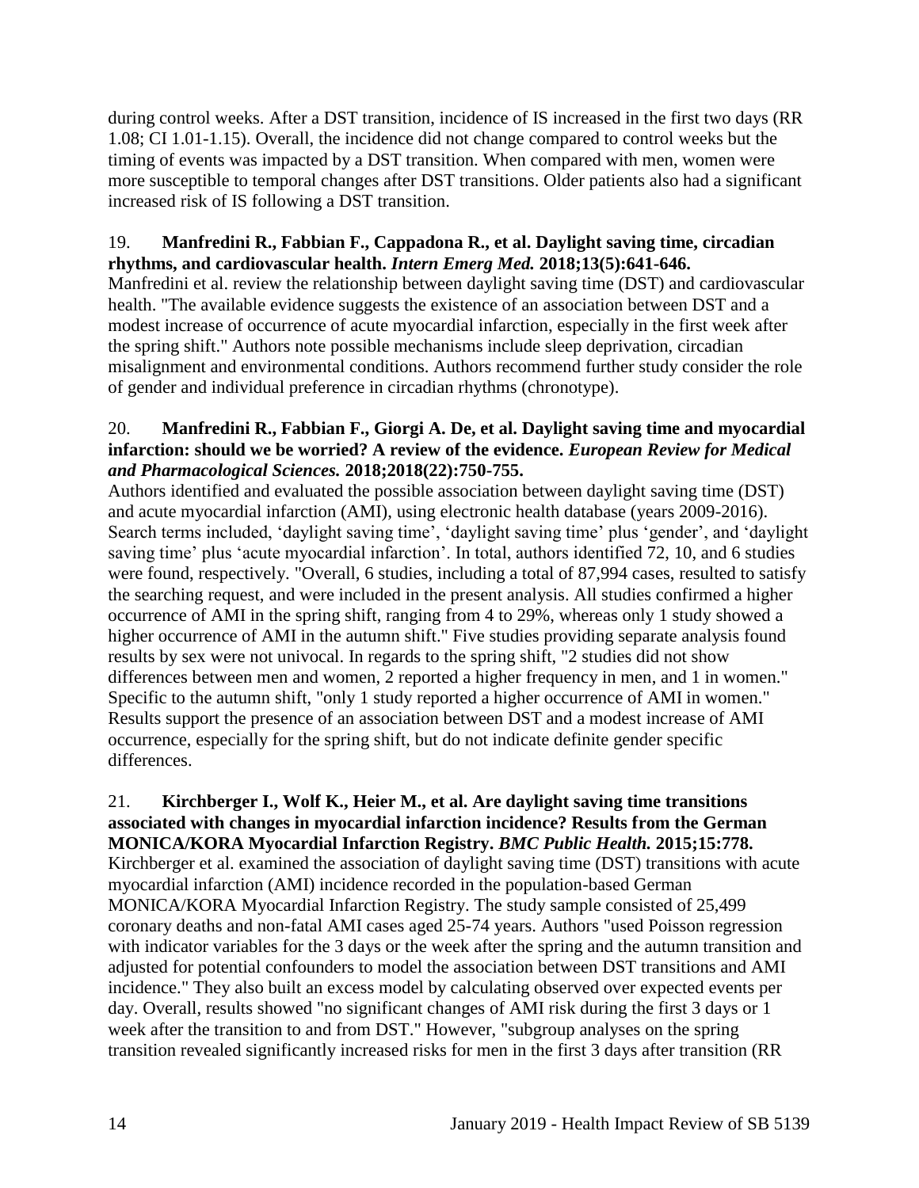during control weeks. After a DST transition, incidence of IS increased in the first two days (RR 1.08; CI 1.01-1.15). Overall, the incidence did not change compared to control weeks but the timing of events was impacted by a DST transition. When compared with men, women were more susceptible to temporal changes after DST transitions. Older patients also had a significant increased risk of IS following a DST transition.

19. **Manfredini R., Fabbian F., Cappadona R., et al. Daylight saving time, circadian rhythms, and cardiovascular health.** ***Intern Emerg Med.*** **2018;13(5):641-646.**
Manfredini et al. review the relationship between daylight saving time (DST) and cardiovascular health. "The available evidence suggests the existence of an association between DST and a modest increase of occurrence of acute myocardial infarction, especially in the first week after the spring shift." Authors note possible mechanisms include sleep deprivation, circadian misalignment and environmental conditions. Authors recommend further study consider the role of gender and individual preference in circadian rhythms (chronotype).

20. **Manfredini R., Fabbian F., Giorgi A. De, et al. Daylight saving time and myocardial infarction: should we be worried? A review of the evidence.** ***European Review for Medical and Pharmacological Sciences.*** **2018;2018(22):750-755.**
Authors identified and evaluated the possible association between daylight saving time (DST) and acute myocardial infarction (AMI), using electronic health database (years 2009-2016). Search terms included, 'daylight saving time', 'daylight saving time' plus 'gender', and 'daylight saving time' plus 'acute myocardial infarction'. In total, authors identified 72, 10, and 6 studies were found, respectively. "Overall, 6 studies, including a total of 87,994 cases, resulted to satisfy the searching request, and were included in the present analysis. All studies confirmed a higher occurrence of AMI in the spring shift, ranging from 4 to 29%, whereas only 1 study showed a higher occurrence of AMI in the autumn shift." Five studies providing separate analysis found results by sex were not univocal. In regards to the spring shift, "2 studies did not show differences between men and women, 2 reported a higher frequency in men, and 1 in women." Specific to the autumn shift, "only 1 study reported a higher occurrence of AMI in women." Results support the presence of an association between DST and a modest increase of AMI occurrence, especially for the spring shift, but do not indicate definite gender specific differences.

21. **Kirchberger I., Wolf K., Heier M., et al. Are daylight saving time transitions associated with changes in myocardial infarction incidence? Results from the German MONICA/KORA Myocardial Infarction Registry.** ***BMC Public Health.*** **2015;15:778.**
Kirchberger et al. examined the association of daylight saving time (DST) transitions with acute myocardial infarction (AMI) incidence recorded in the population-based German MONICA/KORA Myocardial Infarction Registry. The study sample consisted of 25,499 coronary deaths and non-fatal AMI cases aged 25-74 years. Authors "used Poisson regression with indicator variables for the 3 days or the week after the spring and the autumn transition and adjusted for potential confounders to model the association between DST transitions and AMI incidence." They also built an excess model by calculating observed over expected events per day. Overall, results showed "no significant changes of AMI risk during the first 3 days or 1 week after the transition to and from DST." However, "subgroup analyses on the spring transition revealed significantly increased risks for men in the first 3 days after transition (RR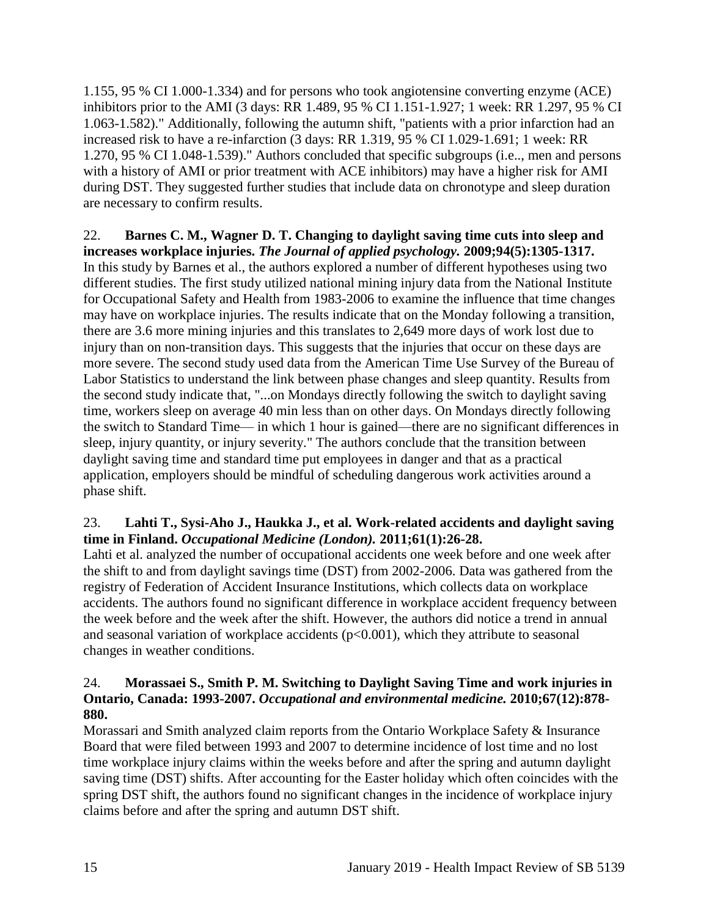1.155, 95 % CI 1.000-1.334) and for persons who took angiotensine converting enzyme (ACE) inhibitors prior to the AMI (3 days: RR 1.489, 95 % CI 1.151-1.927; 1 week: RR 1.297, 95 % CI 1.063-1.582)." Additionally, following the autumn shift, "patients with a prior infarction had an increased risk to have a re-infarction (3 days: RR 1.319, 95 % CI 1.029-1.691; 1 week: RR 1.270, 95 % CI 1.048-1.539)." Authors concluded that specific subgroups (i.e.., men and persons with a history of AMI or prior treatment with ACE inhibitors) may have a higher risk for AMI during DST. They suggested further studies that include data on chronotype and sleep duration are necessary to confirm results.

22. **Barnes C. M., Wagner D. T. Changing to daylight saving time cuts into sleep and increases workplace injuries.** ***The Journal of applied psychology.*** **2009;94(5):1305-1317.**
In this study by Barnes et al., the authors explored a number of different hypotheses using two different studies. The first study utilized national mining injury data from the National Institute for Occupational Safety and Health from 1983-2006 to examine the influence that time changes may have on workplace injuries. The results indicate that on the Monday following a transition, there are 3.6 more mining injuries and this translates to 2,649 more days of work lost due to injury than on non-transition days. This suggests that the injuries that occur on these days are more severe. The second study used data from the American Time Use Survey of the Bureau of Labor Statistics to understand the link between phase changes and sleep quantity. Results from the second study indicate that, "...on Mondays directly following the switch to daylight saving time, workers sleep on average 40 min less than on other days. On Mondays directly following the switch to Standard Time— in which 1 hour is gained—there are no significant differences in sleep, injury quantity, or injury severity." The authors conclude that the transition between daylight saving time and standard time put employees in danger and that as a practical application, employers should be mindful of scheduling dangerous work activities around a phase shift.

23. **Lahti T., Sysi-Aho J., Haukka J., et al. Work-related accidents and daylight saving time in Finland.** ***Occupational Medicine (London).*** **2011;61(1):26-28.**
Lahti et al. analyzed the number of occupational accidents one week before and one week after the shift to and from daylight savings time (DST) from 2002-2006. Data was gathered from the registry of Federation of Accident Insurance Institutions, which collects data on workplace accidents. The authors found no significant difference in workplace accident frequency between the week before and the week after the shift. However, the authors did notice a trend in annual and seasonal variation of workplace accidents ($p<0.001$), which they attribute to seasonal changes in weather conditions.

24. **Morassaei S., Smith P. M. Switching to Daylight Saving Time and work injuries in Ontario, Canada: 1993-2007.** ***Occupational and environmental medicine.*** **2010;67(12):878-880.**
Morassari and Smith analyzed claim reports from the Ontario Workplace Safety & Insurance Board that were filed between 1993 and 2007 to determine incidence of lost time and no lost time workplace injury claims within the weeks before and after the spring and autumn daylight saving time (DST) shifts. After accounting for the Easter holiday which often coincides with the spring DST shift, the authors found no significant changes in the incidence of workplace injury claims before and after the spring and autumn DST shift.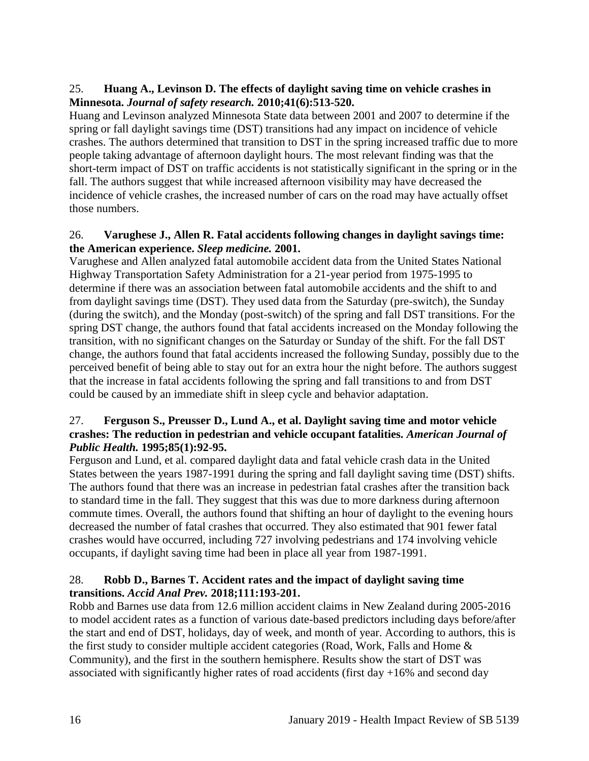25. **Huang A., Levinson D. The effects of daylight saving time on vehicle crashes in Minnesota. *Journal of safety research.* 2010;41(6):513-520.**
Huang and Levinson analyzed Minnesota State data between 2001 and 2007 to determine if the spring or fall daylight savings time (DST) transitions had any impact on incidence of vehicle crashes. The authors determined that transition to DST in the spring increased traffic due to more people taking advantage of afternoon daylight hours. The most relevant finding was that the short-term impact of DST on traffic accidents is not statistically significant in the spring or in the fall. The authors suggest that while increased afternoon visibility may have decreased the incidence of vehicle crashes, the increased number of cars on the road may have actually offset those numbers.

26. **Varughese J., Allen R. Fatal accidents following changes in daylight savings time: the American experience. *Sleep medicine.* 2001.**
Varughese and Allen analyzed fatal automobile accident data from the United States National Highway Transportation Safety Administration for a 21-year period from 1975-1995 to determine if there was an association between fatal automobile accidents and the shift to and from daylight savings time (DST). They used data from the Saturday (pre-switch), the Sunday (during the switch), and the Monday (post-switch) of the spring and fall DST transitions. For the spring DST change, the authors found that fatal accidents increased on the Monday following the transition, with no significant changes on the Saturday or Sunday of the shift. For the fall DST change, the authors found that fatal accidents increased the following Sunday, possibly due to the perceived benefit of being able to stay out for an extra hour the night before. The authors suggest that the increase in fatal accidents following the spring and fall transitions to and from DST could be caused by an immediate shift in sleep cycle and behavior adaptation.

27. **Ferguson S., Preusser D., Lund A., et al. Daylight saving time and motor vehicle crashes: The reduction in pedestrian and vehicle occupant fatalities. *American Journal of Public Health.* 1995;85(1):92-95.**
Ferguson and Lund, et al. compared daylight data and fatal vehicle crash data in the United States between the years 1987-1991 during the spring and fall daylight saving time (DST) shifts. The authors found that there was an increase in pedestrian fatal crashes after the transition back to standard time in the fall. They suggest that this was due to more darkness during afternoon commute times. Overall, the authors found that shifting an hour of daylight to the evening hours decreased the number of fatal crashes that occurred. They also estimated that 901 fewer fatal crashes would have occurred, including 727 involving pedestrians and 174 involving vehicle occupants, if daylight saving time had been in place all year from 1987-1991.

28. **Robb D., Barnes T. Accident rates and the impact of daylight saving time transitions. *Accid Anal Prev.* 2018;111:193-201.**
Robb and Barnes use data from 12.6 million accident claims in New Zealand during 2005-2016 to model accident rates as a function of various date-based predictors including days before/after the start and end of DST, holidays, day of week, and month of year. According to authors, this is the first study to consider multiple accident categories (Road, Work, Falls and Home & Community), and the first in the southern hemisphere. Results show the start of DST was associated with significantly higher rates of road accidents (first day +16% and second day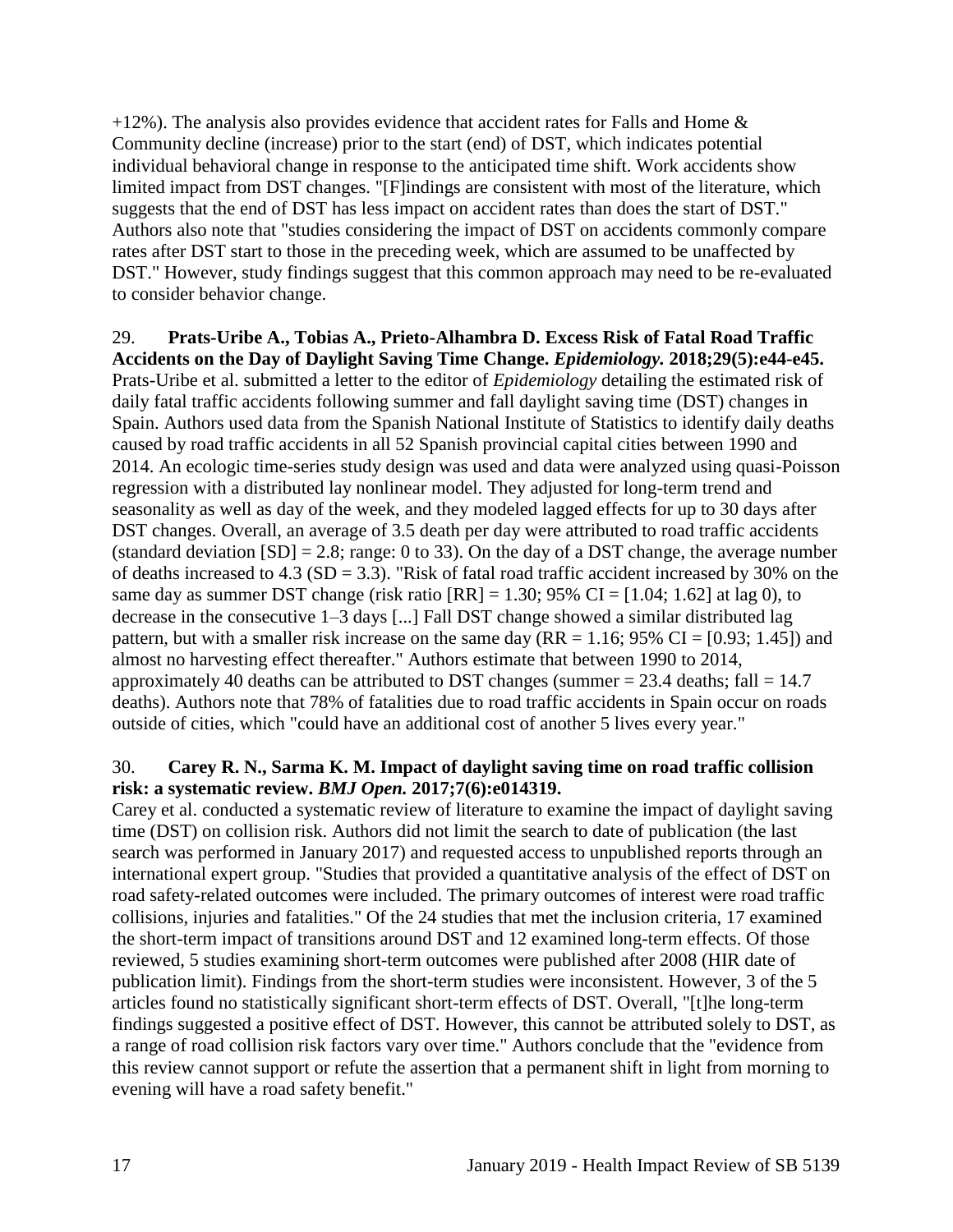+12%). The analysis also provides evidence that accident rates for Falls and Home & Community decline (increase) prior to the start (end) of DST, which indicates potential individual behavioral change in response to the anticipated time shift. Work accidents show limited impact from DST changes. "[F]indings are consistent with most of the literature, which suggests that the end of DST has less impact on accident rates than does the start of DST." Authors also note that "studies considering the impact of DST on accidents commonly compare rates after DST start to those in the preceding week, which are assumed to be unaffected by DST." However, study findings suggest that this common approach may need to be re-evaluated to consider behavior change.

29. **Prats-Uribe A., Tobias A., Prieto-Alhambra D. Excess Risk of Fatal Road Traffic Accidents on the Day of Daylight Saving Time Change. *Epidemiology.* 2018;29(5):e44-e45.**
Prats-Uribe et al. submitted a letter to the editor of *Epidemiology* detailing the estimated risk of daily fatal traffic accidents following summer and fall daylight saving time (DST) changes in Spain. Authors used data from the Spanish National Institute of Statistics to identify daily deaths caused by road traffic accidents in all 52 Spanish provincial capital cities between 1990 and 2014. An ecologic time-series study design was used and data were analyzed using quasi-Poisson regression with a distributed lay nonlinear model. They adjusted for long-term trend and seasonality as well as day of the week, and they modeled lagged effects for up to 30 days after DST changes. Overall, an average of 3.5 death per day were attributed to road traffic accidents (standard deviation [SD] = 2.8; range: 0 to 33). On the day of a DST change, the average number of deaths increased to 4.3 (SD = 3.3). "Risk of fatal road traffic accident increased by 30% on the same day as summer DST change (risk ratio [RR] = 1.30; 95% CI = [1.04; 1.62] at lag 0), to decrease in the consecutive 1–3 days [...] Fall DST change showed a similar distributed lag pattern, but with a smaller risk increase on the same day (RR = 1.16; 95% CI = [0.93; 1.45]) and almost no harvesting effect thereafter." Authors estimate that between 1990 to 2014, approximately 40 deaths can be attributed to DST changes (summer = 23.4 deaths; fall = 14.7 deaths). Authors note that 78% of fatalities due to road traffic accidents in Spain occur on roads outside of cities, which "could have an additional cost of another 5 lives every year."

30. **Carey R. N., Sarma K. M. Impact of daylight saving time on road traffic collision risk: a systematic review. *BMJ Open.* 2017;7(6):e014319.**
Carey et al. conducted a systematic review of literature to examine the impact of daylight saving time (DST) on collision risk. Authors did not limit the search to date of publication (the last search was performed in January 2017) and requested access to unpublished reports through an international expert group. "Studies that provided a quantitative analysis of the effect of DST on road safety-related outcomes were included. The primary outcomes of interest were road traffic collisions, injuries and fatalities." Of the 24 studies that met the inclusion criteria, 17 examined the short-term impact of transitions around DST and 12 examined long-term effects. Of those reviewed, 5 studies examining short-term outcomes were published after 2008 (HIR date of publication limit). Findings from the short-term studies were inconsistent. However, 3 of the 5 articles found no statistically significant short-term effects of DST. Overall, "[t]he long-term findings suggested a positive effect of DST. However, this cannot be attributed solely to DST, as a range of road collision risk factors vary over time." Authors conclude that the "evidence from this review cannot support or refute the assertion that a permanent shift in light from morning to evening will have a road safety benefit."